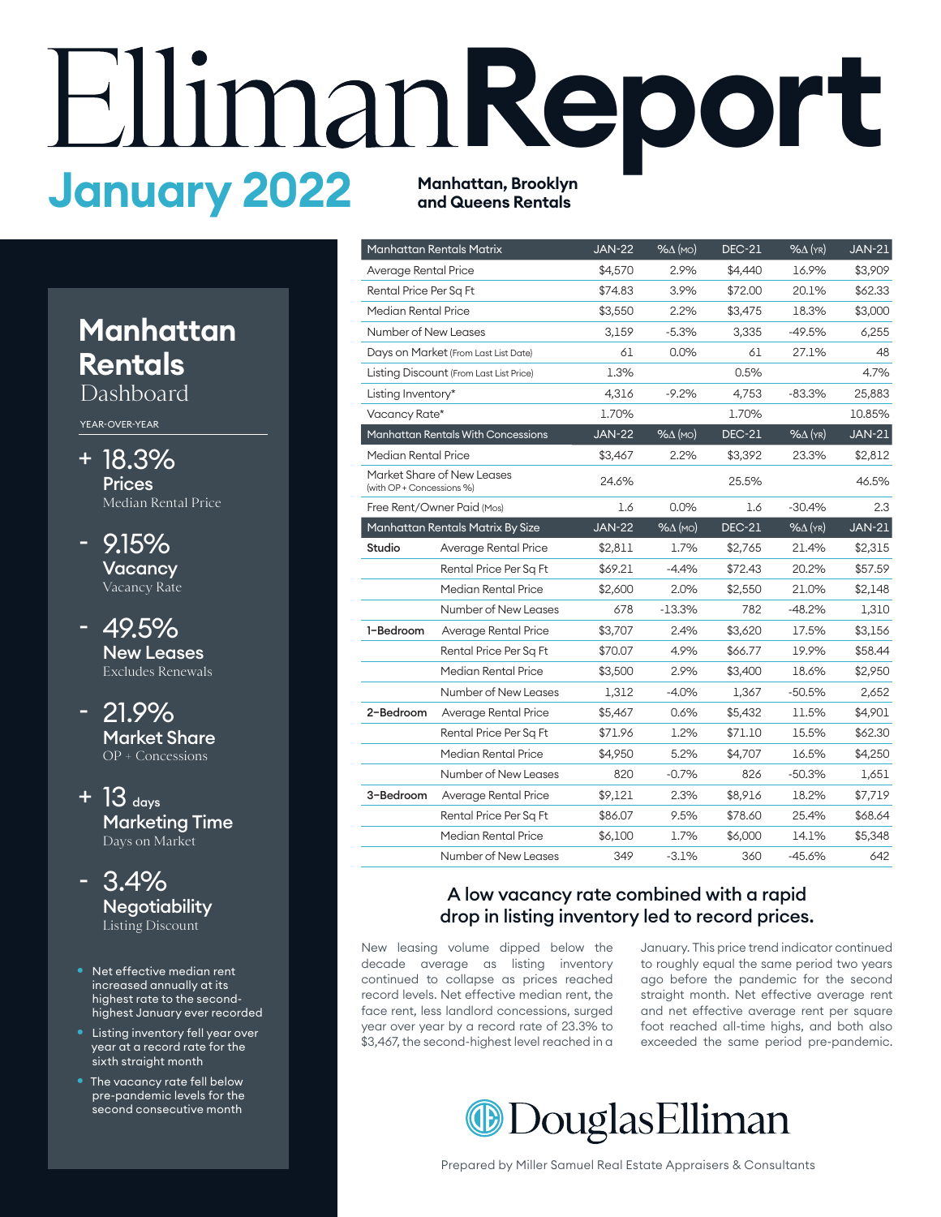# Elliman Report

## January 2022

**Manhattan, Brooklyn and Queens Rentals**

## Manhattan Rentals Dashboard

YEAR-OVER-YEAR

**+ 18.3%**
**Prices**
Median Rental Price

**- 9.15%**
**Vacancy**
Vacancy Rate

**- 49.5%**
**New Leases**
Excludes Renewals

**- 21.9%**
**Market Share**
OP + Concessions

**+ 13 days**
**Marketing Time**
Days on Market

**- 3.4%**
**Negotiability**
Listing Discount

- Net effective median rent increased annually at its highest rate to the second-highest January ever recorded
- Listing inventory fell year over year at a record rate for the sixth straight month
- The vacancy rate fell below pre-pandemic levels for the second consecutive month

| Manhattan Rentals Matrix | | JAN-22 | %Δ (MO) | DEC-21 | %Δ (YR) | JAN-21 |
|---|---|---|---|---|---|---|
| Average Rental Price | | $4,570 | 2.9% | $4,440 | 16.9% | $3,909 |
| Rental Price Per Sq Ft | | $74.83 | 3.9% | $72.00 | 20.1% | $62.33 |
| Median Rental Price | | $3,550 | 2.2% | $3,475 | 18.3% | $3,000 |
| Number of New Leases | | 3,159 | -5.3% | 3,335 | -49.5% | 6,255 |
| Days on Market (From Last List Date) | | 61 | 0.0% | 61 | 27.1% | 48 |
| Listing Discount (From Last List Price) | | 1.3% | | 0.5% | | 4.7% |
| Listing Inventory* | | 4,316 | -9.2% | 4,753 | -83.3% | 25,883 |
| Vacancy Rate* | | 1.70% | | 1.70% | | 10.85% |
| **Manhattan Rentals With Concessions** | | **JAN-22** | **%Δ (MO)** | **DEC-21** | **%Δ (YR)** | **JAN-21** |
| Median Rental Price | | $3,467 | 2.2% | $3,392 | 23.3% | $2,812 |
| Market Share of New Leases (with OP + Concessions %) | | 24.6% | | 25.5% | | 46.5% |
| Free Rent/Owner Paid (Mos) | | 1.6 | 0.0% | 1.6 | -30.4% | 2.3 |
| **Manhattan Rentals Matrix By Size** | | **JAN-22** | **%Δ (MO)** | **DEC-21** | **%Δ (YR)** | **JAN-21** |
| **Studio** | Average Rental Price | $2,811 | 1.7% | $2,765 | 21.4% | $2,315 |
| | Rental Price Per Sq Ft | $69.21 | -4.4% | $72.43 | 20.2% | $57.59 |
| | Median Rental Price | $2,600 | 2.0% | $2,550 | 21.0% | $2,148 |
| | Number of New Leases | 678 | -13.3% | 782 | -48.2% | 1,310 |
| **1-Bedroom** | Average Rental Price | $3,707 | 2.4% | $3,620 | 17.5% | $3,156 |
| | Rental Price Per Sq Ft | $70.07 | 4.9% | $66.77 | 19.9% | $58.44 |
| | Median Rental Price | $3,500 | 2.9% | $3,400 | 18.6% | $2,950 |
| | Number of New Leases | 1,312 | -4.0% | 1,367 | -50.5% | 2,652 |
| **2-Bedroom** | Average Rental Price | $5,467 | 0.6% | $5,432 | 11.5% | $4,901 |
| | Rental Price Per Sq Ft | $71.96 | 1.2% | $71.10 | 15.5% | $62.30 |
| | Median Rental Price | $4,950 | 5.2% | $4,707 | 16.5% | $4,250 |
| | Number of New Leases | 820 | -0.7% | 826 | -50.3% | 1,651 |
| **3-Bedroom** | Average Rental Price | $9,121 | 2.3% | $8,916 | 18.2% | $7,719 |
| | Rental Price Per Sq Ft | $86.07 | 9.5% | $78.60 | 25.4% | $68.64 |
| | Median Rental Price | $6,100 | 1.7% | $6,000 | 14.1% | $5,348 |
| | Number of New Leases | 349 | -3.1% | 360 | -45.6% | 642 |

### A low vacancy rate combined with a rapid drop in listing inventory led to record prices.

New leasing volume dipped below the decade average as listing inventory continued to collapse as prices reached record levels. Net effective median rent, the face rent, less landlord concessions, surged year over year by a record rate of 23.3% to $3,467, the second-highest level reached in a January. This price trend indicator continued to roughly equal the same period two years ago before the pandemic for the second straight month. Net effective average rent and net effective average rent per square foot reached all-time highs, and both also exceeded the same period pre-pandemic.

DouglasElliman

Prepared by Miller Samuel Real Estate Appraisers & Consultants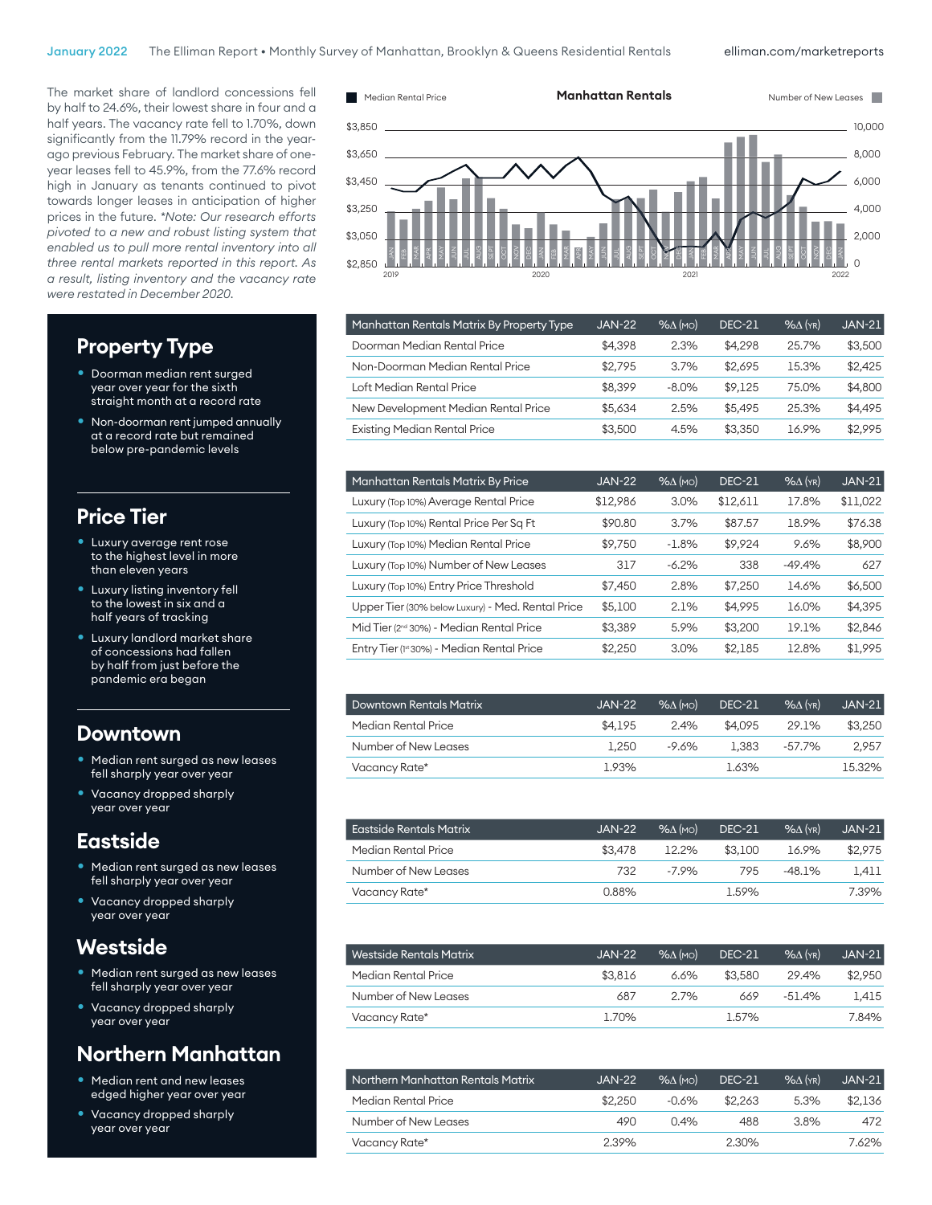The market share of landlord concessions fell by half to 24.6%, their lowest share in four and a half years. The vacancy rate fell to 1.70%, down significantly from the 11.79% record in the year-ago previous February. The market share of one-year leases fell to 45.9%, from the 77.6% record high in January as tenants continued to pivot towards longer leases in anticipation of higher prices in the future. *\*Note: Our research efforts pivoted to a new and robust listing system that enabled us to pull more rental inventory into all three rental markets reported in this report. As a result, listing inventory and the vacancy rate were restated in December 2020.*

**Manhattan Rentals** (Median Rental Price / Number of New Leases)

## Property Type

- Doorman median rent surged year over year for the sixth straight month at a record rate
- Non-doorman rent jumped annually at a record rate but remained below pre-pandemic levels

| Manhattan Rentals Matrix By Property Type | JAN-22 | %Δ (MO) | DEC-21 | %Δ (YR) | JAN-21 |
|---|---|---|---|---|---|
| Doorman Median Rental Price | $4,398 | 2.3% | $4,298 | 25.7% | $3,500 |
| Non-Doorman Median Rental Price | $2,795 | 3.7% | $2,695 | 15.3% | $2,425 |
| Loft Median Rental Price | $8,399 | -8.0% | $9,125 | 75.0% | $4,800 |
| New Development Median Rental Price | $5,634 | 2.5% | $5,495 | 25.3% | $4,495 |
| Existing Median Rental Price | $3,500 | 4.5% | $3,350 | 16.9% | $2,995 |

## Price Tier

- Luxury average rent rose to the highest level in more than eleven years
- Luxury listing inventory fell to the lowest in six and a half years of tracking
- Luxury landlord market share of concessions had fallen by half from just before the pandemic era began

| Manhattan Rentals Matrix By Price | JAN-22 | %Δ (MO) | DEC-21 | %Δ (YR) | JAN-21 |
|---|---|---|---|---|---|
| Luxury (Top 10%) Average Rental Price | $12,986 | 3.0% | $12,611 | 17.8% | $11,022 |
| Luxury (Top 10%) Rental Price Per Sq Ft | $90.80 | 3.7% | $87.57 | 18.9% | $76.38 |
| Luxury (Top 10%) Median Rental Price | $9,750 | -1.8% | $9,924 | 9.6% | $8,900 |
| Luxury (Top 10%) Number of New Leases | 317 | -6.2% | 338 | -49.4% | 627 |
| Luxury (Top 10%) Entry Price Threshold | $7,450 | 2.8% | $7,250 | 14.6% | $6,500 |
| Upper Tier (30% below Luxury) - Med. Rental Price | $5,100 | 2.1% | $4,995 | 16.0% | $4,395 |
| Mid Tier (2nd 30%) - Median Rental Price | $3,389 | 5.9% | $3,200 | 19.1% | $2,846 |
| Entry Tier (1st 30%) - Median Rental Price | $2,250 | 3.0% | $2,185 | 12.8% | $1,995 |

## Downtown

- Median rent surged as new leases fell sharply year over year
- Vacancy dropped sharply year over year

| Downtown Rentals Matrix | JAN-22 | %Δ (MO) | DEC-21 | %Δ (YR) | JAN-21 |
|---|---|---|---|---|---|
| Median Rental Price | $4,195 | 2.4% | $4,095 | 29.1% | $3,250 |
| Number of New Leases | 1,250 | -9.6% | 1,383 | -57.7% | 2,957 |
| Vacancy Rate* | 1.93% | | 1.63% | | 15.32% |

## Eastside

- Median rent surged as new leases fell sharply year over year
- Vacancy dropped sharply year over year

| Eastside Rentals Matrix | JAN-22 | %Δ (MO) | DEC-21 | %Δ (YR) | JAN-21 |
|---|---|---|---|---|---|
| Median Rental Price | $3,478 | 12.2% | $3,100 | 16.9% | $2,975 |
| Number of New Leases | 732 | -7.9% | 795 | -48.1% | 1,411 |
| Vacancy Rate* | 0.88% | | 1.59% | | 7.39% |

## Westside

- Median rent surged as new leases fell sharply year over year
- Vacancy dropped sharply year over year

| Westside Rentals Matrix | JAN-22 | %Δ (MO) | DEC-21 | %Δ (YR) | JAN-21 |
|---|---|---|---|---|---|
| Median Rental Price | $3,816 | 6.6% | $3,580 | 29.4% | $2,950 |
| Number of New Leases | 687 | 2.7% | 669 | -51.4% | 1,415 |
| Vacancy Rate* | 1.70% | | 1.57% | | 7.84% |

## Northern Manhattan

- Median rent and new leases edged higher year over year
- Vacancy dropped sharply year over year

| Northern Manhattan Rentals Matrix | JAN-22 | %Δ (MO) | DEC-21 | %Δ (YR) | JAN-21 |
|---|---|---|---|---|---|
| Median Rental Price | $2,250 | -0.6% | $2,263 | 5.3% | $2,136 |
| Number of New Leases | 490 | 0.4% | 488 | 3.8% | 472 |
| Vacancy Rate* | 2.39% | | 2.30% | | 7.62% |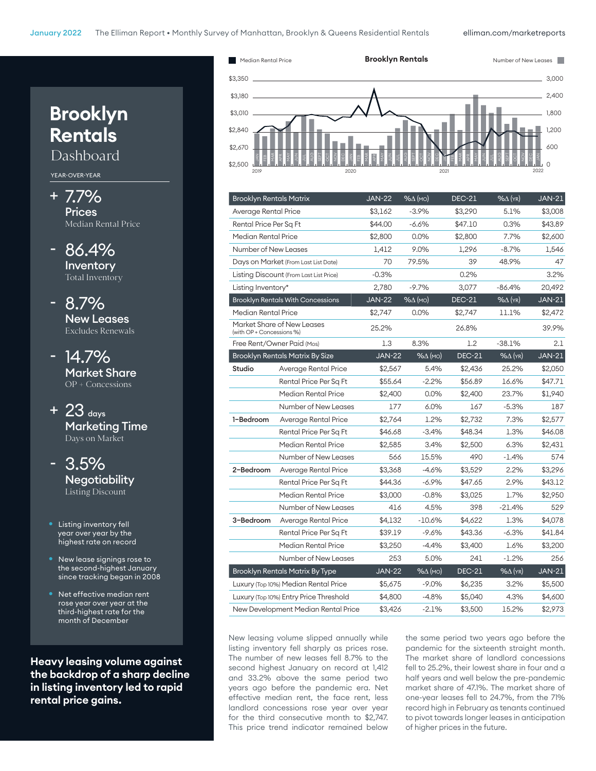# Brooklyn Rentals Dashboard

YEAR-OVER-YEAR

**+ 7.7%**
**Prices**
Median Rental Price

**- 86.4%**
**Inventory**
Total Inventory

**- 8.7%**
**New Leases**
Excludes Renewals

**- 14.7%**
**Market Share**
OP + Concessions

**+ 23 days**
**Marketing Time**
Days on Market

**- 3.5%**
**Negotiability**
Listing Discount

- Listing inventory fell year over year by the highest rate on record
- New lease signings rose to the second-highest January since tracking began in 2008
- Net effective median rent rose year over year at the third-highest rate for the month of December

**Heavy leasing volume against the backdrop of a sharp decline in listing inventory led to rapid rental price gains.**

## Brooklyn Rentals

Median Rental Price / Number of New Leases

| Brooklyn Rentals Matrix | JAN-22 | %Δ (MO) | DEC-21 | %Δ (YR) | JAN-21 |
|---|---|---|---|---|---|
| Average Rental Price | $3,162 | -3.9% | $3,290 | 5.1% | $3,008 |
| Rental Price Per Sq Ft | $44.00 | -6.6% | $47.10 | 0.3% | $43.89 |
| Median Rental Price | $2,800 | 0.0% | $2,800 | 7.7% | $2,600 |
| Number of New Leases | 1,412 | 9.0% | 1,296 | -8.7% | 1,546 |
| Days on Market (From Last List Date) | 70 | 79.5% | 39 | 48.9% | 47 |
| Listing Discount (From Last List Price) | -0.3% | | 0.2% | | 3.2% |
| Listing Inventory* | 2,780 | -9.7% | 3,077 | -86.4% | 20,492 |
| **Brooklyn Rentals With Concessions** | **JAN-22** | **%Δ (MO)** | **DEC-21** | **%Δ (YR)** | **JAN-21** |
| Median Rental Price | $2,747 | 0.0% | $2,747 | 11.1% | $2,472 |
| Market Share of New Leases (with OP + Concessions %) | 25.2% | | 26.8% | | 39.9% |
| Free Rent/Owner Paid (Mos) | 1.3 | 8.3% | 1.2 | -38.1% | 2.1 |

| Brooklyn Rentals Matrix By Size | | JAN-22 | %Δ (MO) | DEC-21 | %Δ (YR) | JAN-21 |
|---|---|---|---|---|---|---|
| **Studio** | Average Rental Price | $2,567 | 5.4% | $2,436 | 25.2% | $2,050 |
| | Rental Price Per Sq Ft | $55.64 | -2.2% | $56.89 | 16.6% | $47.71 |
| | Median Rental Price | $2,400 | 0.0% | $2,400 | 23.7% | $1,940 |
| | Number of New Leases | 177 | 6.0% | 167 | -5.3% | 187 |
| **1-Bedroom** | Average Rental Price | $2,764 | 1.2% | $2,732 | 7.3% | $2,577 |
| | Rental Price Per Sq Ft | $46.68 | -3.4% | $48.34 | 1.3% | $46.08 |
| | Median Rental Price | $2,585 | 3.4% | $2,500 | 6.3% | $2,431 |
| | Number of New Leases | 566 | 15.5% | 490 | -1.4% | 574 |
| **2-Bedroom** | Average Rental Price | $3,368 | -4.6% | $3,529 | 2.2% | $3,296 |
| | Rental Price Per Sq Ft | $44.36 | -6.9% | $47.65 | 2.9% | $43.12 |
| | Median Rental Price | $3,000 | -0.8% | $3,025 | 1.7% | $2,950 |
| | Number of New Leases | 416 | 4.5% | 398 | -21.4% | 529 |
| **3-Bedroom** | Average Rental Price | $4,132 | -10.6% | $4,622 | 1.3% | $4,078 |
| | Rental Price Per Sq Ft | $39.19 | -9.6% | $43.36 | -6.3% | $41.84 |
| | Median Rental Price | $3,250 | -4.4% | $3,400 | 1.6% | $3,200 |
| | Number of New Leases | 253 | 5.0% | 241 | -1.2% | 256 |

| Brooklyn Rentals Matrix By Type | JAN-22 | %Δ (MO) | DEC-21 | %Δ (YR) | JAN-21 |
|---|---|---|---|---|---|
| Luxury (Top 10%) Median Rental Price | $5,675 | -9.0% | $6,235 | 3.2% | $5,500 |
| Luxury (Top 10%) Entry Price Threshold | $4,800 | -4.8% | $5,040 | 4.3% | $4,600 |
| New Development Median Rental Price | $3,426 | -2.1% | $3,500 | 15.2% | $2,973 |

New leasing volume slipped annually while listing inventory fell sharply as prices rose. The number of new leases fell 8.7% to the second highest January on record at 1,412 and 33.2% above the same period two years ago before the pandemic era. Net effective median rent, the face rent, less landlord concessions rose year over year for the third consecutive month to $2,747. This price trend indicator remained below the same period two years ago before the pandemic for the sixteenth straight month. The market share of landlord concessions fell to 25.2%, their lowest share in four and a half years and well below the pre-pandemic market share of 47.1%. The market share of one-year leases fell to 24.7%, from the 71% record high in February as tenants continued to pivot towards longer leases in anticipation of higher prices in the future.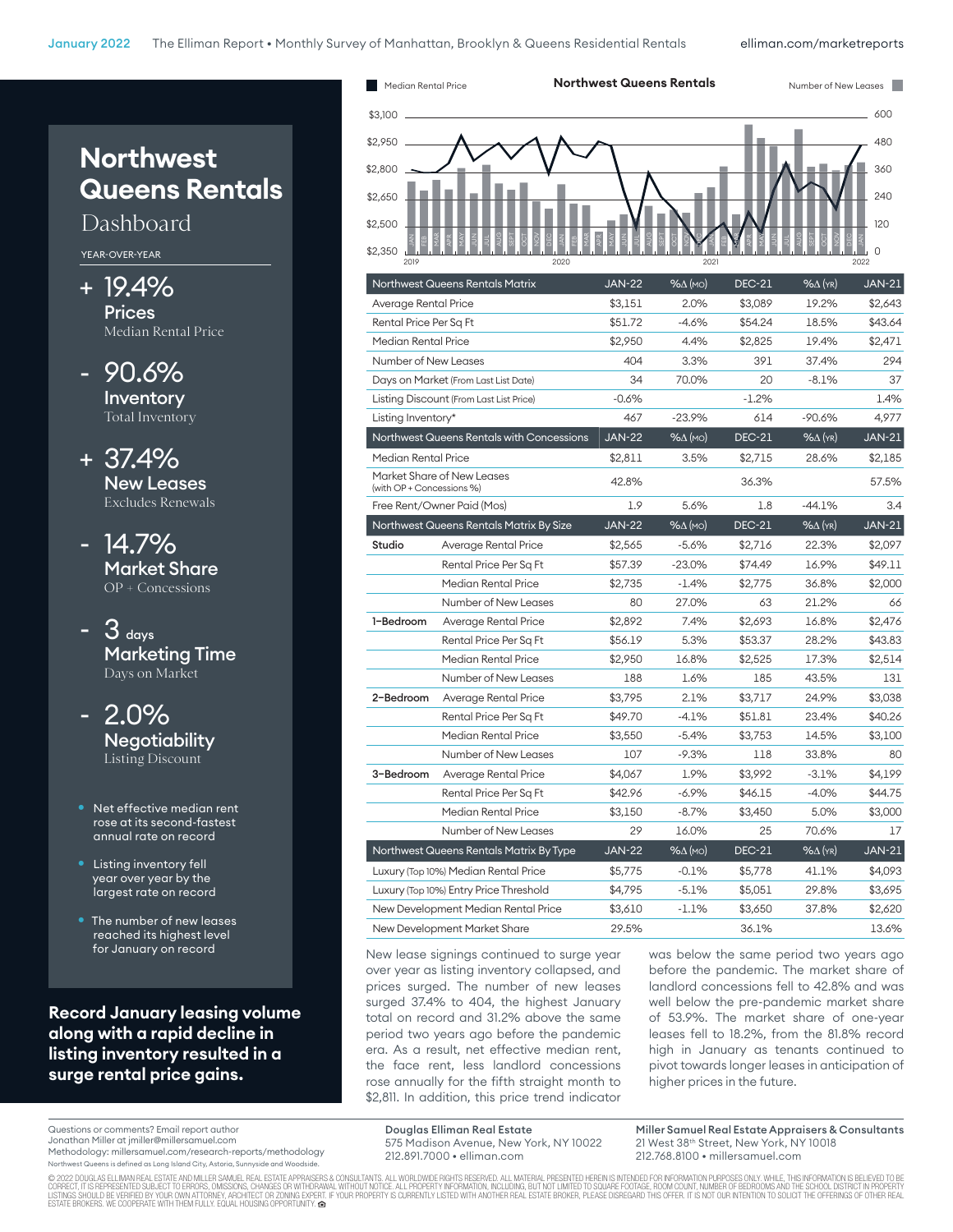January 2022 The Elliman Report • Monthly Survey of Manhattan, Brooklyn & Queens Residential Rentals elliman.com/marketreports

# Northwest Queens Rentals

## Dashboard

YEAR-OVER-YEAR

**+ 19.4%**
**Prices**
Median Rental Price

**- 90.6%**
**Inventory**
Total Inventory

**+ 37.4%**
**New Leases**
Excludes Renewals

**- 14.7%**
**Market Share**
OP + Concessions

**- 3 days**
**Marketing Time**
Days on Market

**- 2.0%**
**Negotiability**
Listing Discount

- Net effective median rent rose at its second-fastest annual rate on record
- Listing inventory fell year over year by the largest rate on record
- The number of new leases reached its highest level for January on record

**Record January leasing volume along with a rapid decline in listing inventory resulted in a surge rental price gains.**

Median Rental Price | Northwest Queens Rentals | Number of New Leases

$3,100 $2,950 $2,800 $2,650 $2,500 $2,350

600 480 360 240 120 0

2019 2020 2021 2022

| Northwest Queens Rentals Matrix | JAN-22 | %Δ (MO) | DEC-21 | %Δ (YR) | JAN-21 |
|---|---|---|---|---|---|
| Average Rental Price | $3,151 | 2.0% | $3,089 | 19.2% | $2,643 |
| Rental Price Per Sq Ft | $51.72 | -4.6% | $54.24 | 18.5% | $43.64 |
| Median Rental Price | $2,950 | 4.4% | $2,825 | 19.4% | $2,471 |
| Number of New Leases | 404 | 3.3% | 391 | 37.4% | 294 |
| Days on Market (From Last List Date) | 34 | 70.0% | 20 | -8.1% | 37 |
| Listing Discount (From Last List Price) | -0.6% | | -1.2% | | 1.4% |
| Listing Inventory* | 467 | -23.9% | 614 | -90.6% | 4,977 |

| Northwest Queens Rentals with Concessions | JAN-22 | %Δ (MO) | DEC-21 | %Δ (YR) | JAN-21 |
|---|---|---|---|---|---|
| Median Rental Price | $2,811 | 3.5% | $2,715 | 28.6% | $2,185 |
| Market Share of New Leases (with OP + Concessions %) | 42.8% | | 36.3% | | 57.5% |
| Free Rent/Owner Paid (Mos) | 1.9 | 5.6% | 1.8 | -44.1% | 3.4 |

| Northwest Queens Rentals Matrix By Size | | JAN-22 | %Δ (MO) | DEC-21 | %Δ (YR) | JAN-21 |
|---|---|---|---|---|---|---|
| Studio | Average Rental Price | $2,565 | -5.6% | $2,716 | 22.3% | $2,097 |
| | Rental Price Per Sq Ft | $57.39 | -23.0% | $74.49 | 16.9% | $49.11 |
| | Median Rental Price | $2,735 | -1.4% | $2,775 | 36.8% | $2,000 |
| | Number of New Leases | 80 | 27.0% | 63 | 21.2% | 66 |
| 1-Bedroom | Average Rental Price | $2,892 | 7.4% | $2,693 | 16.8% | $2,476 |
| | Rental Price Per Sq Ft | $56.19 | 5.3% | $53.37 | 28.2% | $43.83 |
| | Median Rental Price | $2,950 | 16.8% | $2,525 | 17.3% | $2,514 |
| | Number of New Leases | 188 | 1.6% | 185 | 43.5% | 131 |
| 2-Bedroom | Average Rental Price | $3,795 | 2.1% | $3,717 | 24.9% | $3,038 |
| | Rental Price Per Sq Ft | $49.70 | -4.1% | $51.81 | 23.4% | $40.26 |
| | Median Rental Price | $3,550 | -5.4% | $3,753 | 14.5% | $3,100 |
| | Number of New Leases | 107 | -9.3% | 118 | 33.8% | 80 |
| 3-Bedroom | Average Rental Price | $4,067 | 1.9% | $3,992 | -3.1% | $4,199 |
| | Rental Price Per Sq Ft | $42.96 | -6.9% | $46.15 | -4.0% | $44.75 |
| | Median Rental Price | $3,150 | -8.7% | $3,450 | 5.0% | $3,000 |
| | Number of New Leases | 29 | 16.0% | 25 | 70.6% | 17 |

| Northwest Queens Rentals Matrix By Type | JAN-22 | %Δ (MO) | DEC-21 | %Δ (YR) | JAN-21 |
|---|---|---|---|---|---|
| Luxury (Top 10%) Median Rental Price | $5,775 | -0.1% | $5,778 | 41.1% | $4,093 |
| Luxury (Top 10%) Entry Price Threshold | $4,795 | -5.1% | $5,051 | 29.8% | $3,695 |
| New Development Median Rental Price | $3,610 | -1.1% | $3,650 | 37.8% | $2,620 |
| New Development Market Share | 29.5% | | 36.1% | | 13.6% |

New lease signings continued to surge year over year as listing inventory collapsed, and prices surged. The number of new leases surged 37.4% to 404, the highest January total on record and 31.2% above the same period two years ago before the pandemic era. As a result, net effective median rent, the face rent, less landlord concessions rose annually for the fifth straight month to $2,811. In addition, this price trend indicator was below the same period two years ago before the pandemic. The market share of landlord concessions fell to 42.8% and was well below the pre-pandemic market share of 53.9%. The market share of one-year leases fell to 18.2%, from the 81.8% record high in January as tenants continued to pivot towards longer leases in anticipation of higher prices in the future.

Questions or comments? Email report author Jonathan Miller at jmiller@millersamuel.com
Methodology: millersamuel.com/research-reports/methodology
Northwest Queens is defined as Long Island City, Astoria, Sunnyside and Woodside.

**Douglas Elliman Real Estate**
575 Madison Avenue, New York, NY 10022
212.891.7000 • elliman.com

**Miller Samuel Real Estate Appraisers & Consultants**
21 West 38th Street, New York, NY 10018
212.768.8100 • millersamuel.com

© 2022 DOUGLAS ELLIMAN REAL ESTATE AND MILLER SAMUEL REAL ESTATE APPRAISERS & CONSULTANTS. ALL WORLDWIDE RIGHTS RESERVED. ALL MATERIAL PRESENTED HEREIN IS INTENDED FOR INFORMATION PURPOSES ONLY. WHILE, THIS INFORMATION IS BELIEVED TO BE CORRECT, IT IS REPRESENTED SUBJECT TO ERRORS, OMISSIONS, CHANGES OR WITHDRAWAL WITHOUT NOTICE. ALL PROPERTY INFORMATION, INCLUDING, BUT NOT LIMITED TO SQUARE FOOTAGE, ROOM COUNT, NUMBER OF BEDROOMS AND THE SCHOOL DISTRICT IN PROPERTY LISTINGS SHOULD BE VERIFIED BY YOUR OWN ATTORNEY, ARCHITECT OR ZONING EXPERT. IF YOUR PROPERTY IS CURRENTLY LISTED WITH ANOTHER REAL ESTATE BROKER, PLEASE DISREGARD THIS OFFER. IT IS NOT OUR INTENTION TO SOLICIT THE OFFERINGS OF OTHER REAL ESTATE BROKERS. WE COOPERATE WITH THEM FULLY. EQUAL HOUSING OPPORTUNITY.